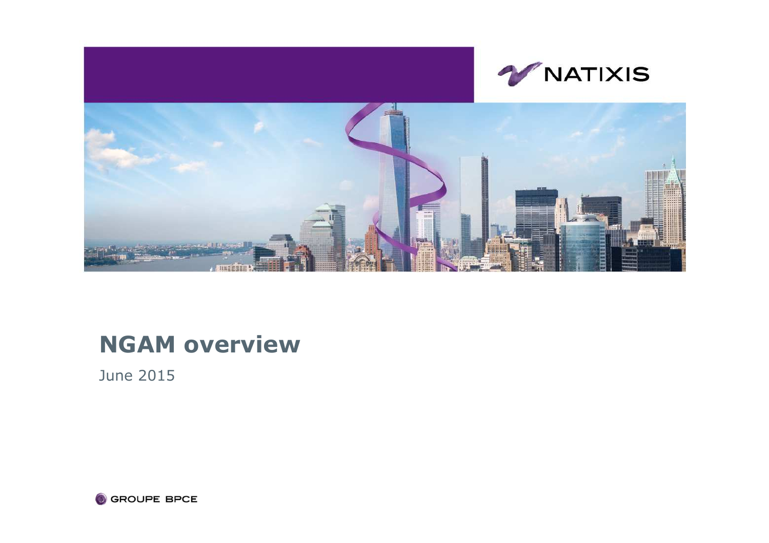NATIXIS

# NGAM overview

June 2015

GROUPE BPCE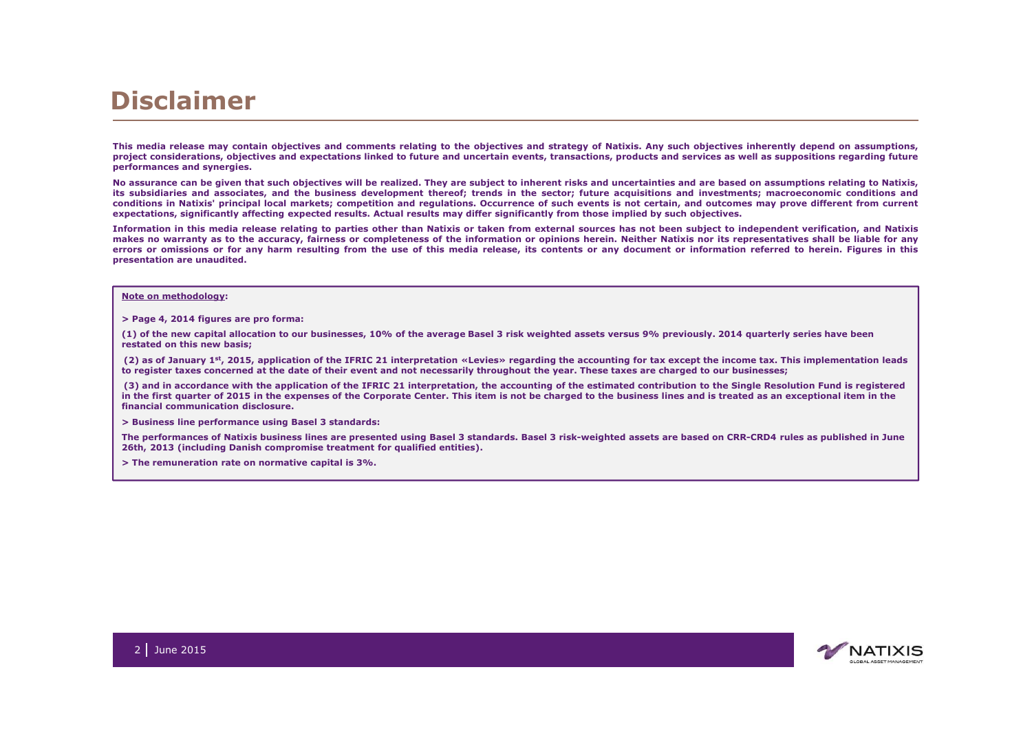# Disclaimer

**This media release may contain objectives and comments relating to the objectives and strategy of Natixis. Any such objectives inherently depend on assumptions, project considerations, objectives and expectations linked to future and uncertain events, transactions, products and services as well as suppositions regarding future performances and synergies.**

**No assurance can be given that such objectives will be realized. They are subject to inherent risks and uncertainties and are based on assumptions relating to Natixis, its subsidiaries and associates, and the business development thereof; trends in the sector; future acquisitions and investments; macroeconomic conditions and conditions in Natixis' principal local markets; competition and regulations. Occurrence of such events is not certain, and outcomes may prove different from current expectations, significantly affecting expected results. Actual results may differ significantly from those implied by such objectives.**

**Information in this media release relating to parties other than Natixis or taken from external sources has not been subject to independent verification, and Natixis makes no warranty as to the accuracy, fairness or completeness of the information or opinions herein. Neither Natixis nor its representatives shall be liable for any errors or omissions or for any harm resulting from the use of this media release, its contents or any document or information referred to herein. Figures in this presentation are unaudited.**

**Note on methodology:**

**> Page 4, 2014 figures are pro forma:**

**(1) of the new capital allocation to our businesses, 10% of the average Basel 3 risk weighted assets versus 9% previously. 2014 quarterly series have been restated on this new basis;**

**(2) as of January 1st, 2015, application of the IFRIC 21 interpretation «Levies» regarding the accounting for tax except the income tax. This implementation leads to register taxes concerned at the date of their event and not necessarily throughout the year. These taxes are charged to our businesses;**

**(3) and in accordance with the application of the IFRIC 21 interpretation, the accounting of the estimated contribution to the Single Resolution Fund is registered in the first quarter of 2015 in the expenses of the Corporate Center. This item is not be charged to the business lines and is treated as an exceptional item in the financial communication disclosure.**

**> Business line performance using Basel 3 standards:**

**The performances of Natixis business lines are presented using Basel 3 standards. Basel 3 risk-weighted assets are based on CRR-CRD4 rules as published in June 26th, 2013 (including Danish compromise treatment for qualified entities).**

**> The remuneration rate on normative capital is 3%.**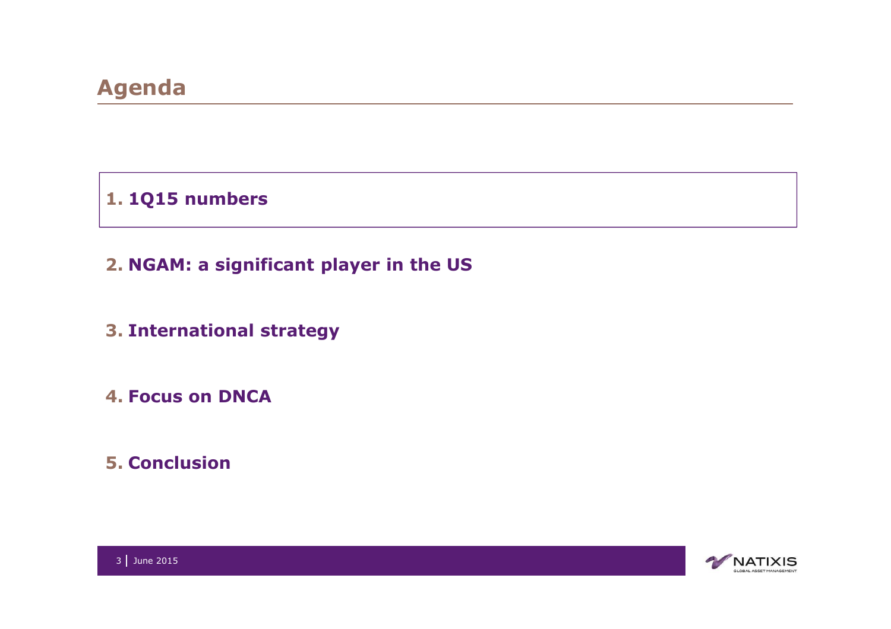# Agenda

1. **1Q15 numbers**

2. **NGAM: a significant player in the US**

3. **International strategy**

4. **Focus on DNCA**

5. **Conclusion**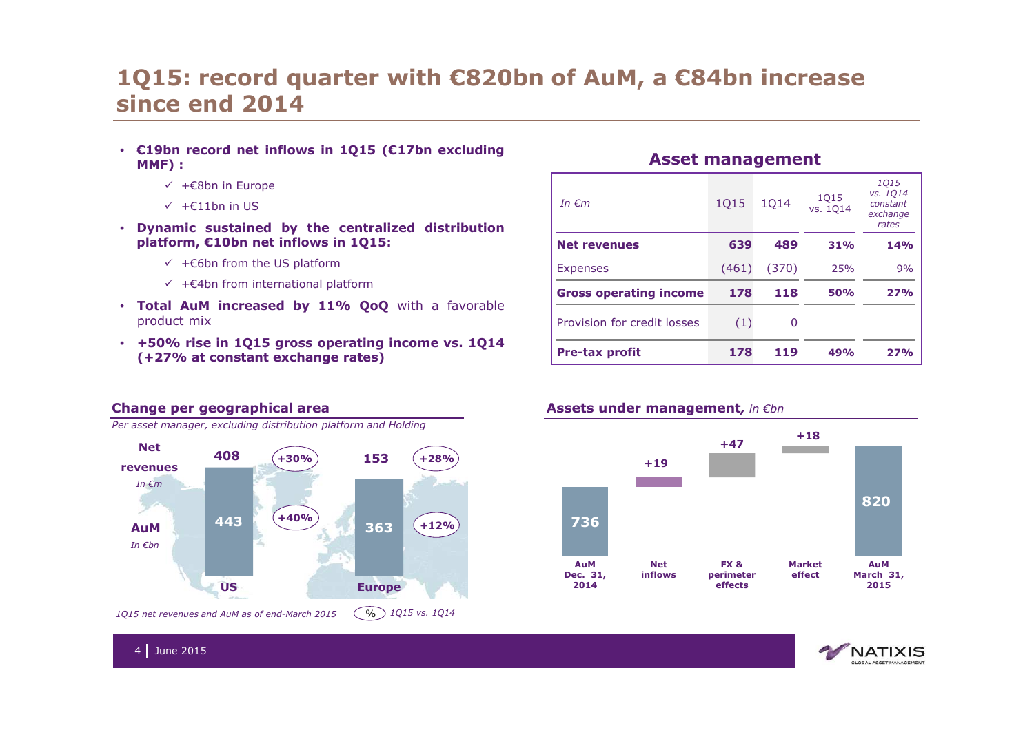# 1Q15: record quarter with €820bn of AuM, a €84bn increase since end 2014

- **€19bn record net inflows in 1Q15 (€17bn excluding MMF) :**
  - ✓ +€8bn in Europe
  - ✓ +€11bn in US
- **Dynamic sustained by the centralized distribution platform, €10bn net inflows in 1Q15:**
  - ✓ +€6bn from the US platform
  - ✓ +€4bn from international platform
- **Total AuM increased by 11% QoQ** with a favorable product mix
- **+50% rise in 1Q15 gross operating income vs. 1Q14 (+27% at constant exchange rates)**

## Asset management

| *In €m* | 1Q15 | 1Q14 | 1Q15 vs. 1Q14 | *1Q15 vs. 1Q14 constant exchange rates* |
|---|---|---|---|---|
| **Net revenues** | **639** | **489** | **31%** | **14%** |
| Expenses | (461) | (370) | 25% | 9% |
| **Gross operating income** | **178** | **118** | **50%** | **27%** |
| Provision for credit losses | (1) | 0 | | |
| **Pre-tax profit** | **178** | **119** | **49%** | **27%** |

## Change per geographical area

*Per asset manager, excluding distribution platform and Holding*

Net revenues *In €m*

AuM *In €bn*

US: 408 (+30%), 443 (+40%)

Europe: 153 (+28%), 363 (+12%)

*1Q15 net revenues and AuM as of end-March 2015* — % *1Q15 vs. 1Q14*

## Assets under management, *in €bn*

736 — AuM Dec. 31, 2014

+19 — Net inflows

+47 — FX & perimeter effects

+18 — Market effect

820 — AuM March 31, 2015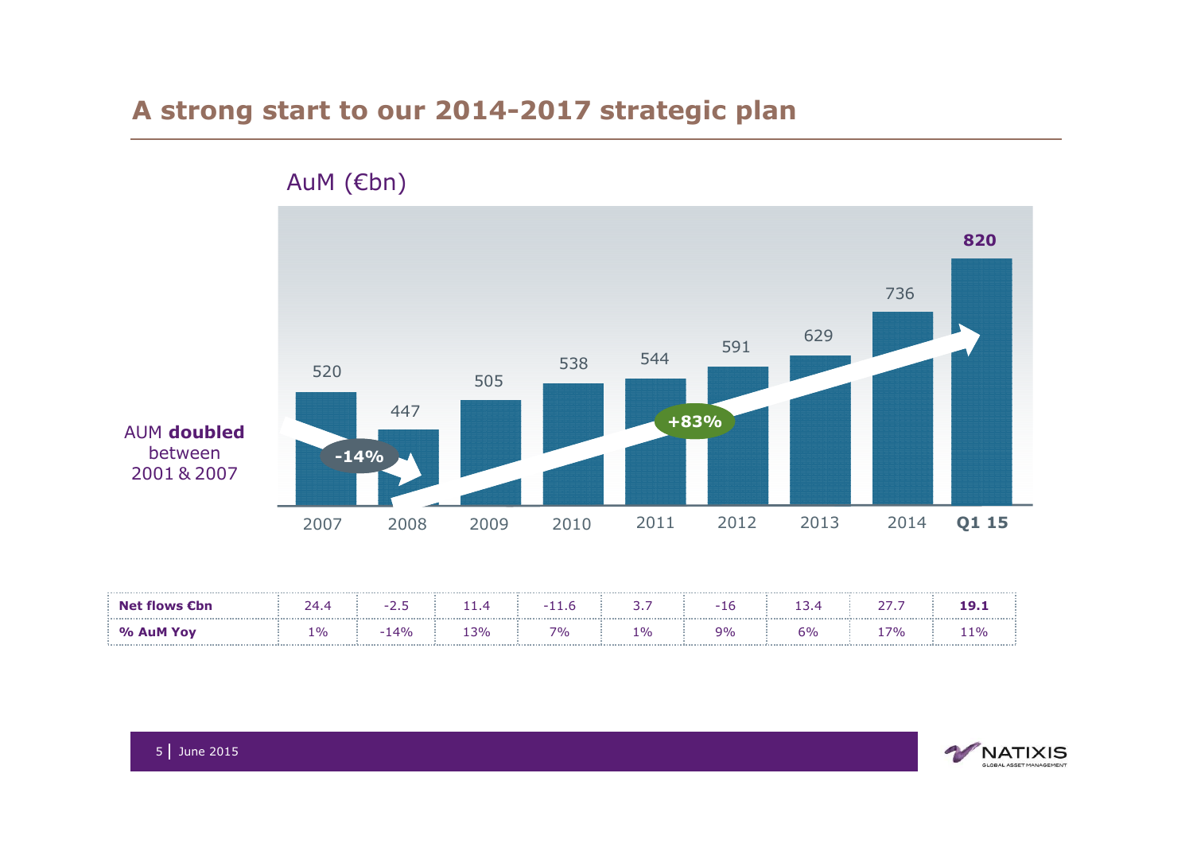# A strong start to our 2014-2017 strategic plan

AuM (€bn)

520
447
505
538
544
591
629
736
**820**

-14%
+83%

2007 2008 2009 2010 2011 2012 2013 2014 **Q1 15**

AUM **doubled** between 2001 & 2007

| | 2007 | 2008 | 2009 | 2010 | 2011 | 2012 | 2013 | 2014 | Q1 15 |
|---|---|---|---|---|---|---|---|---|---|
| **Net flows €bn** | 24.4 | -2.5 | 11.4 | -11.6 | 3.7 | -16 | 13.4 | 27.7 | **19.1** |
| **% AuM Yoy** | 1% | -14% | 13% | 7% | 1% | 9% | 6% | 17% | 11% |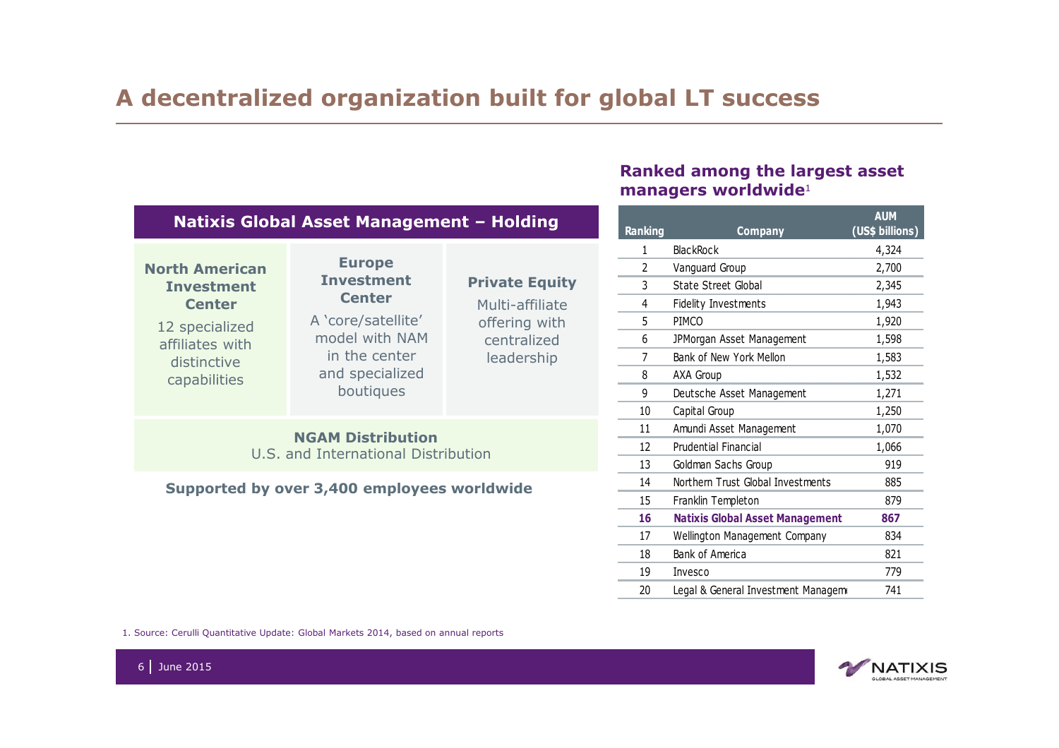# A decentralized organization built for global LT success

## Natixis Global Asset Management – Holding

**North American Investment Center**

12 specialized affiliates with distinctive capabilities

**Europe Investment Center**

A 'core/satellite' model with NAM in the center and specialized boutiques

**Private Equity**

Multi-affiliate offering with centralized leadership

**NGAM Distribution**
U.S. and International Distribution

**Supported by over 3,400 employees worldwide**

### Ranked among the largest asset managers worldwide[1]

| Ranking | Company | AUM (US$ billions) |
|---|---|---|
| 1 | BlackRock | 4,324 |
| 2 | Vanguard Group | 2,700 |
| 3 | State Street Global | 2,345 |
| 4 | Fidelity Investments | 1,943 |
| 5 | PIMCO | 1,920 |
| 6 | JPMorgan Asset Management | 1,598 |
| 7 | Bank of New York Mellon | 1,583 |
| 8 | AXA Group | 1,532 |
| 9 | Deutsche Asset Management | 1,271 |
| 10 | Capital Group | 1,250 |
| 11 | Amundi Asset Management | 1,070 |
| 12 | Prudential Financial | 1,066 |
| 13 | Goldman Sachs Group | 919 |
| 14 | Northern Trust Global Investments | 885 |
| 15 | Franklin Templeton | 879 |
| **16** | **Natixis Global Asset Management** | **867** |
| 17 | Wellington Management Company | 834 |
| 18 | Bank of America | 821 |
| 19 | Invesco | 779 |
| 20 | Legal & General Investment Managem | 741 |

1. Source: Cerulli Quantitative Update: Global Markets 2014, based on annual reports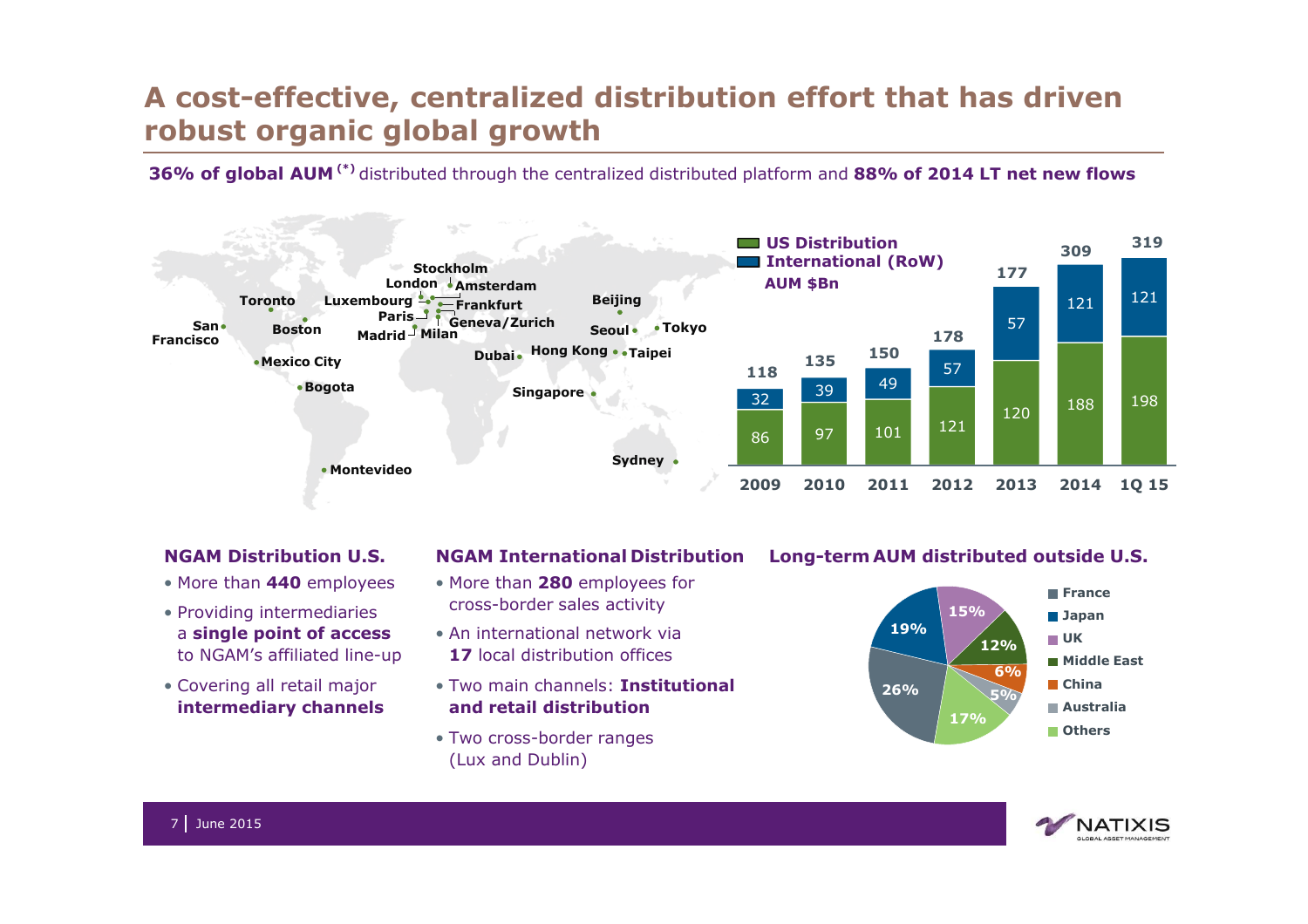# A cost-effective, centralized distribution effort that has driven robust organic global growth

**36% of global AUM (*)** distributed through the centralized distributed platform and **88% of 2014 LT net new flows**

Stockholm
London
Amsterdam
Toronto
Luxembourg
Frankfurt
Beijing
San Francisco
Boston
Paris
Geneva/Zurich
Seoul
Tokyo
Madrid
Milan
Dubai
Hong Kong
Taipei
Mexico City
Bogota
Singapore
Sydney
Montevideo

US Distribution
International (RoW)
AUM $Bn

2009: 118 (86, 32)
2010: 135 (97, 39)
2011: 150 (101, 49)
2012: 178 (121, 57)
2013: 177 (120, 57)
2014: 309 (188, 121)
1Q 15: 319 (198, 121)

### NGAM Distribution U.S.

- More than **440** employees
- Providing intermediaries a **single point of access** to NGAM's affiliated line-up
- Covering all retail major **intermediary channels**

### NGAM International Distribution

- More than **280** employees for cross-border sales activity
- An international network via **17** local distribution offices
- Two main channels: **Institutional and retail distribution**
- Two cross-border ranges (Lux and Dublin)

### Long-term AUM distributed outside U.S.

France 26%
Japan 19%
UK 15%
Middle East 12%
China 6%
Australia 5%
Others 17%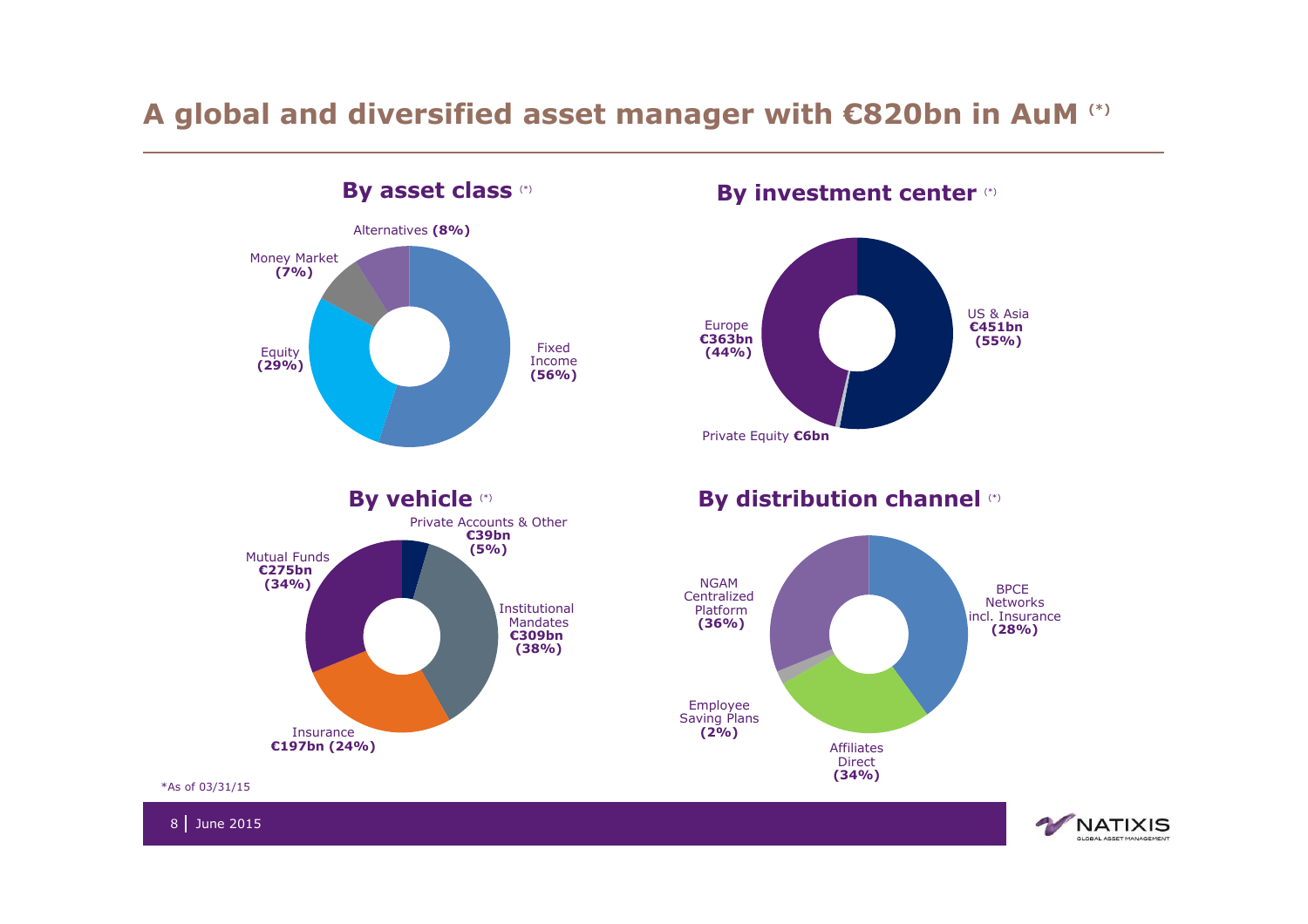# A global and diversified asset manager with €820bn in AuM (*)

## By asset class (*)

Alternatives (8%)

Money Market (7%)

Equity (29%)

Fixed Income (56%)

## By investment center (*)

Europe €363bn (44%)

US & Asia €451bn (55%)

Private Equity €6bn

## By vehicle (*)

Private Accounts & Other €39bn (5%)

Mutual Funds €275bn (34%)

Institutional Mandates €309bn (38%)

Insurance €197bn (24%)

## By distribution channel (*)

NGAM Centralized Platform (36%)

BPCE Networks incl. Insurance (28%)

Employee Saving Plans (2%)

Affiliates Direct (34%)

*As of 03/31/15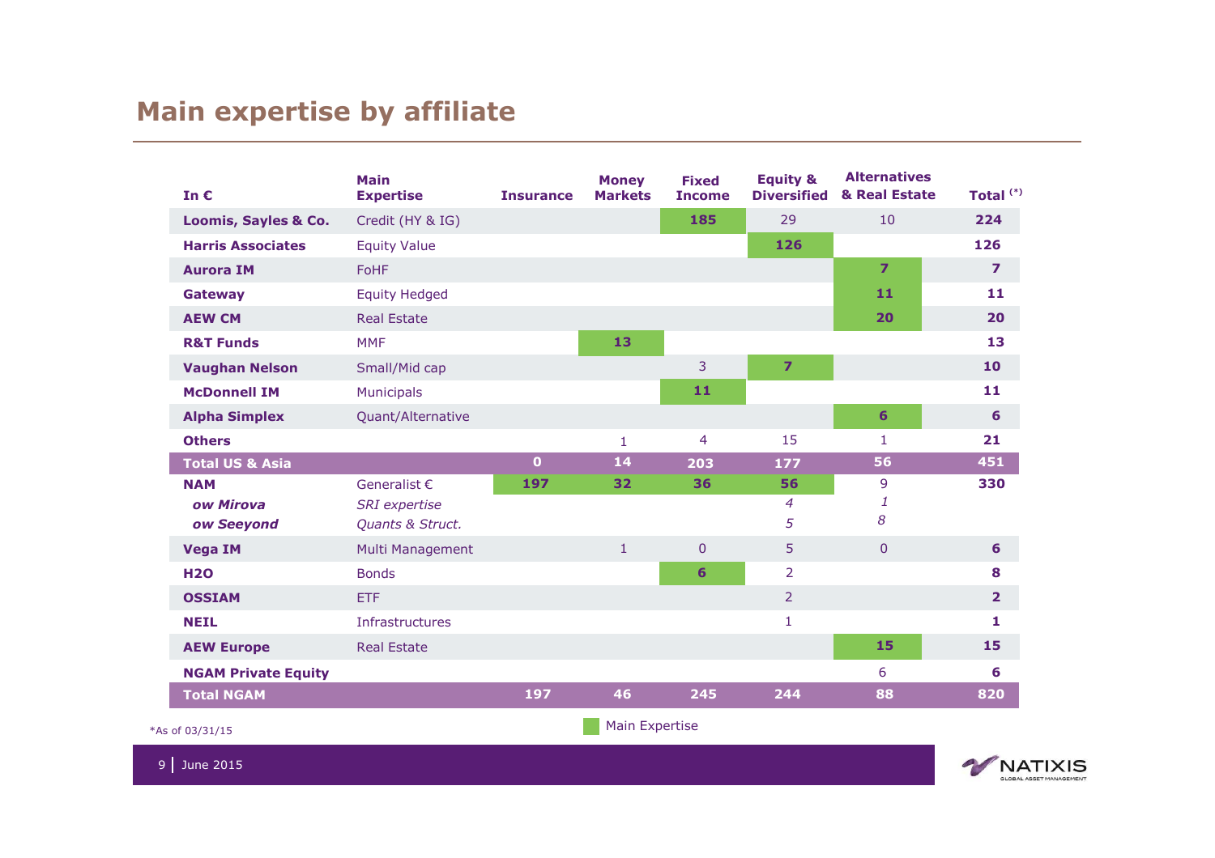## Main expertise by affiliate

| In € | Main Expertise | Insurance | Money Markets | Fixed Income | Equity & Diversified | Alternatives & Real Estate | Total (*) |
|---|---|---|---|---|---|---|---|
| **Loomis, Sayles & Co.** | Credit (HY & IG) | | | **185** | 29 | 10 | **224** |
| **Harris Associates** | Equity Value | | | | **126** | | **126** |
| **Aurora IM** | FoHF | | | | | **7** | **7** |
| **Gateway** | Equity Hedged | | | | | **11** | **11** |
| **AEW CM** | Real Estate | | | | | **20** | **20** |
| **R&T Funds** | MMF | | **13** | | | | **13** |
| **Vaughan Nelson** | Small/Mid cap | | | 3 | **7** | | **10** |
| **McDonnell IM** | Municipals | | | **11** | | | **11** |
| **Alpha Simplex** | Quant/Alternative | | | | | **6** | **6** |
| **Others** | | | 1 | 4 | 15 | 1 | **21** |
| **Total US & Asia** | | **0** | **14** | **203** | **177** | **56** | **451** |
| **NAM** | Generalist € | **197** | **32** | **36** | **56** | 9 | **330** |
| ***ow Mirova*** | *SRI expertise* | | | | *4* | *1* | |
| ***ow Seeyond*** | *Quants & Struct.* | | | | *5* | *8* | |
| **Vega IM** | Multi Management | | 1 | 0 | 5 | 0 | **6** |
| **H2O** | Bonds | | | **6** | 2 | | **8** |
| **OSSIAM** | ETF | | | | 2 | | **2** |
| **NEIL** | Infrastructures | | | | 1 | | **1** |
| **AEW Europe** | Real Estate | | | | | **15** | **15** |
| **NGAM Private Equity** | | | | | | 6 | **6** |
| **Total NGAM** | | **197** | **46** | **245** | **244** | **88** | **820** |

*As of 03/31/15

Main Expertise (highlighted cells)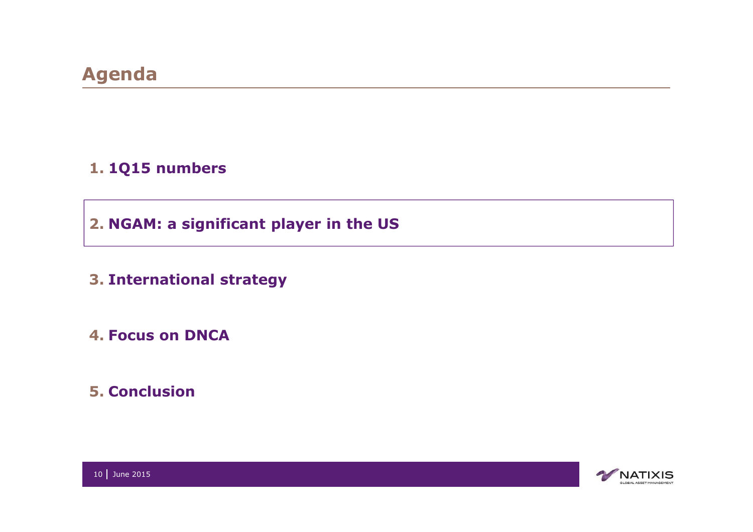# Agenda

1. **1Q15 numbers**

2. **NGAM: a significant player in the US**

3. **International strategy**

4. **Focus on DNCA**

5. **Conclusion**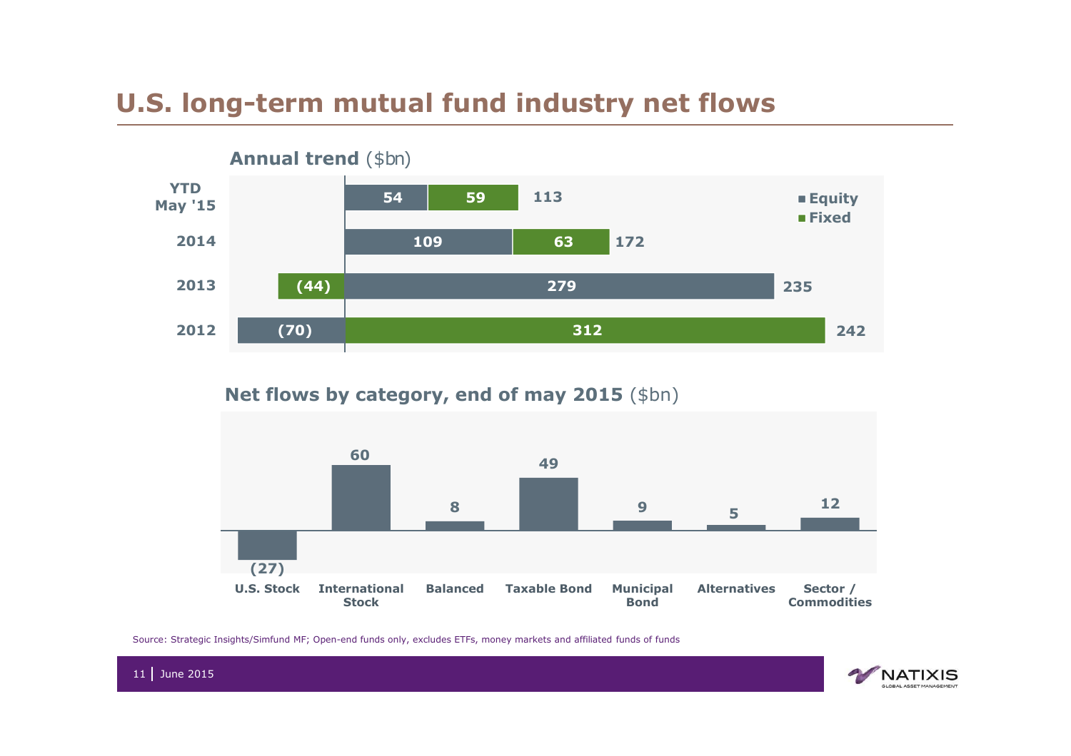# U.S. long-term mutual fund industry net flows

**Annual trend** ($bn)

Equity
Fixed

YTD May '15
54
59
113

2014
109
63
172

2013
(44)
279
235

2012
(70)
312
242

**Net flows by category, end of may 2015** ($bn)

U.S. Stock
(27)

International Stock
60

Balanced
8

Taxable Bond
49

Municipal Bond
9

Alternatives
5

Sector / Commodities
12

Source: Strategic Insights/Simfund MF; Open-end funds only, excludes ETFs, money markets and affiliated funds of funds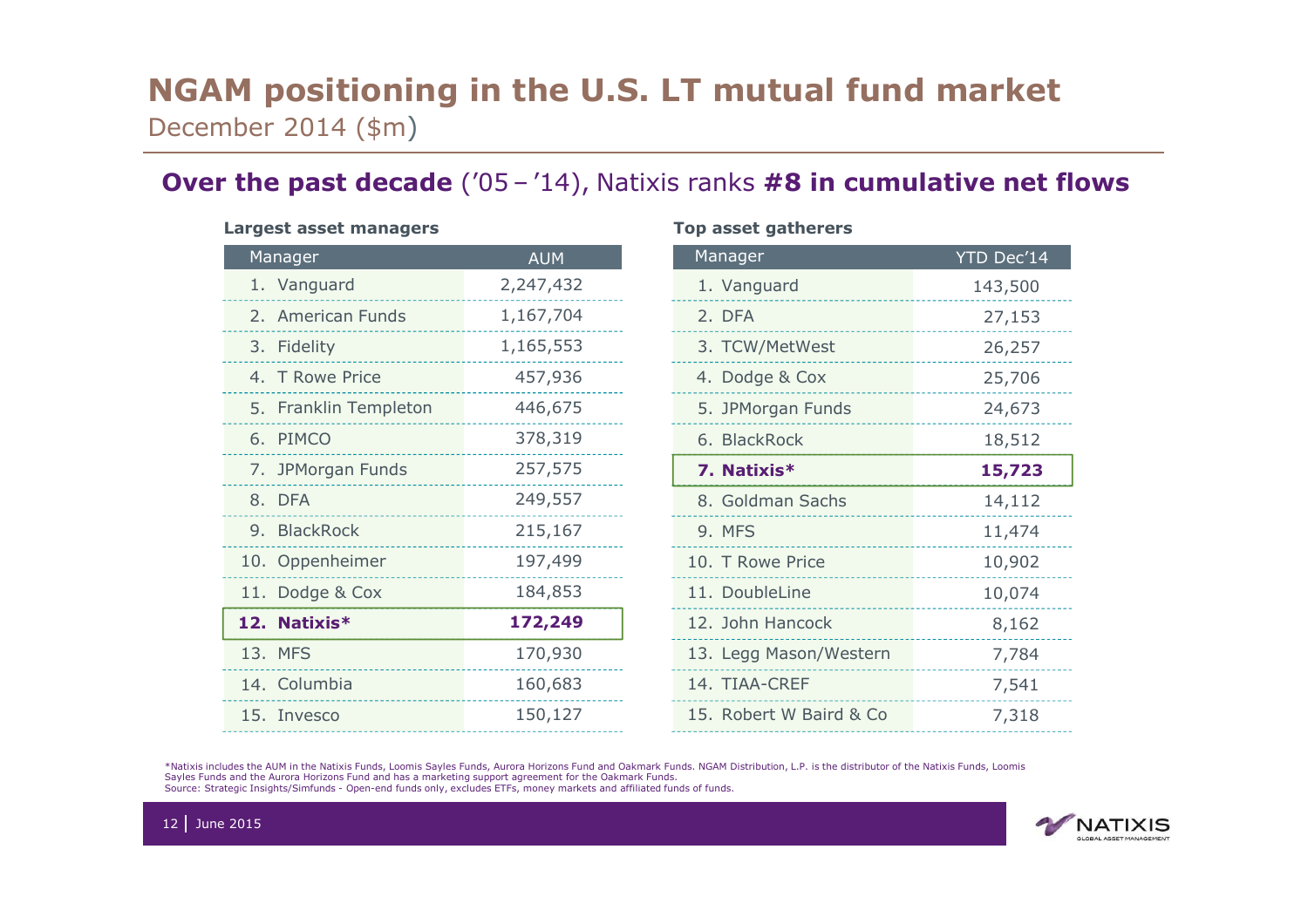# NGAM positioning in the U.S. LT mutual fund market

December 2014 ($m)

## **Over the past decade** ('05 – '14), Natixis ranks **#8 in cumulative net flows**

**Largest asset managers**

| Manager | AUM |
|---|---|
| 1. Vanguard | 2,247,432 |
| 2. American Funds | 1,167,704 |
| 3. Fidelity | 1,165,553 |
| 4. T Rowe Price | 457,936 |
| 5. Franklin Templeton | 446,675 |
| 6. PIMCO | 378,319 |
| 7. JPMorgan Funds | 257,575 |
| 8. DFA | 249,557 |
| 9. BlackRock | 215,167 |
| 10. Oppenheimer | 197,499 |
| 11. Dodge & Cox | 184,853 |
| **12. Natixis*** | **172,249** |
| 13. MFS | 170,930 |
| 14. Columbia | 160,683 |
| 15. Invesco | 150,127 |

**Top asset gatherers**

| Manager | YTD Dec'14 |
|---|---|
| 1. Vanguard | 143,500 |
| 2. DFA | 27,153 |
| 3. TCW/MetWest | 26,257 |
| 4. Dodge & Cox | 25,706 |
| 5. JPMorgan Funds | 24,673 |
| 6. BlackRock | 18,512 |
| **7. Natixis*** | **15,723** |
| 8. Goldman Sachs | 14,112 |
| 9. MFS | 11,474 |
| 10. T Rowe Price | 10,902 |
| 11. DoubleLine | 10,074 |
| 12. John Hancock | 8,162 |
| 13. Legg Mason/Western | 7,784 |
| 14. TIAA-CREF | 7,541 |
| 15. Robert W Baird & Co | 7,318 |

*Natixis includes the AUM in the Natixis Funds, Loomis Sayles Funds, Aurora Horizons Fund and Oakmark Funds. NGAM Distribution, L.P. is the distributor of the Natixis Funds, Loomis Sayles Funds and the Aurora Horizons Fund and has a marketing support agreement for the Oakmark Funds.
Source: Strategic Insights/Simfunds - Open-end funds only, excludes ETFs, money markets and affiliated funds of funds.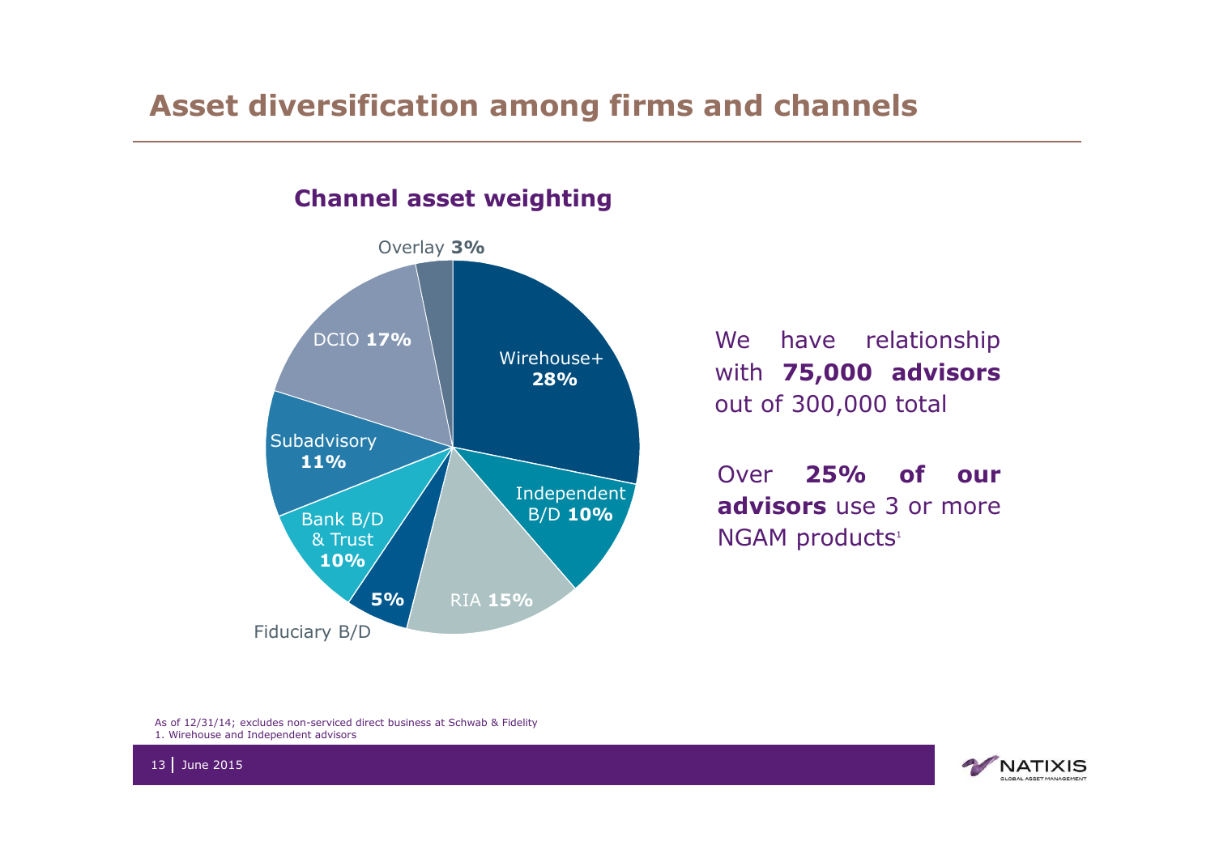# Asset diversification among firms and channels

## Channel asset weighting

Overlay **3%**

Wirehouse+ **28%**

Independent B/D **10%**

RIA **15%**

**5%** Fiduciary B/D

Bank B/D & Trust **10%**

Subadvisory **11%**

DCIO **17%**

We have relationship with **75,000 advisors** out of 300,000 total

Over **25% of our advisors** use 3 or more NGAM products[1]

As of 12/31/14; excludes non-serviced direct business at Schwab & Fidelity

1. Wirehouse and Independent advisors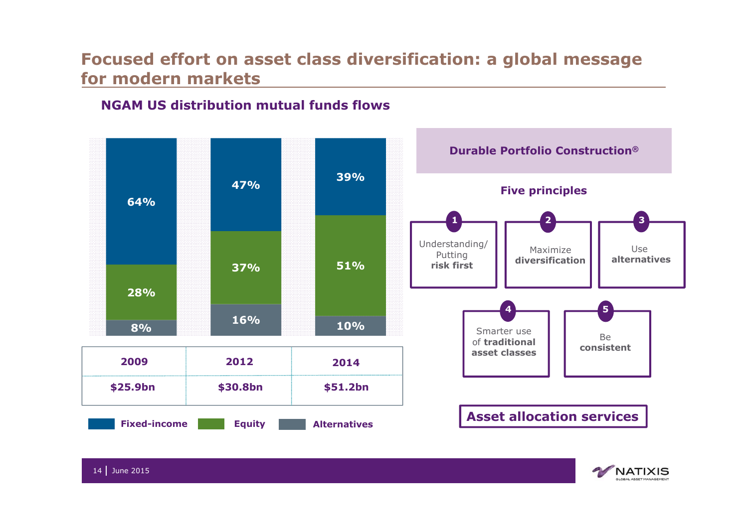# Focused effort on asset class diversification: a global message for modern markets

## NGAM US distribution mutual funds flows

64%
28%
8%
47%
37%
16%
39%
51%
10%

| 2009 | 2012 | 2014 |
|---|---|---|
| $25.9bn | $30.8bn | $51.2bn |

Fixed-income
Equity
Alternatives

**Durable Portfolio Construction®**

**Five principles**

1. Understanding/ Putting **risk first**
2. Maximize **diversification**
3. Use **alternatives**
4. Smarter use of **traditional asset classes**
5. Be **consistent**

**Asset allocation services**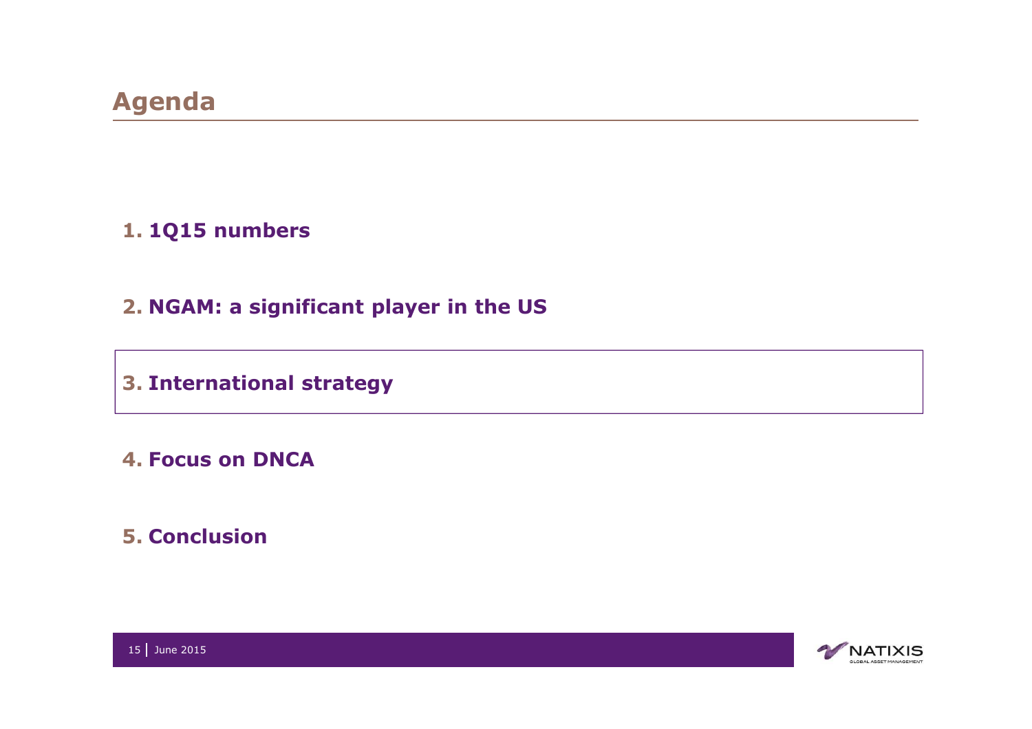# Agenda

1. **1Q15 numbers**

2. **NGAM: a significant player in the US**

3. **International strategy**

4. **Focus on DNCA**

5. **Conclusion**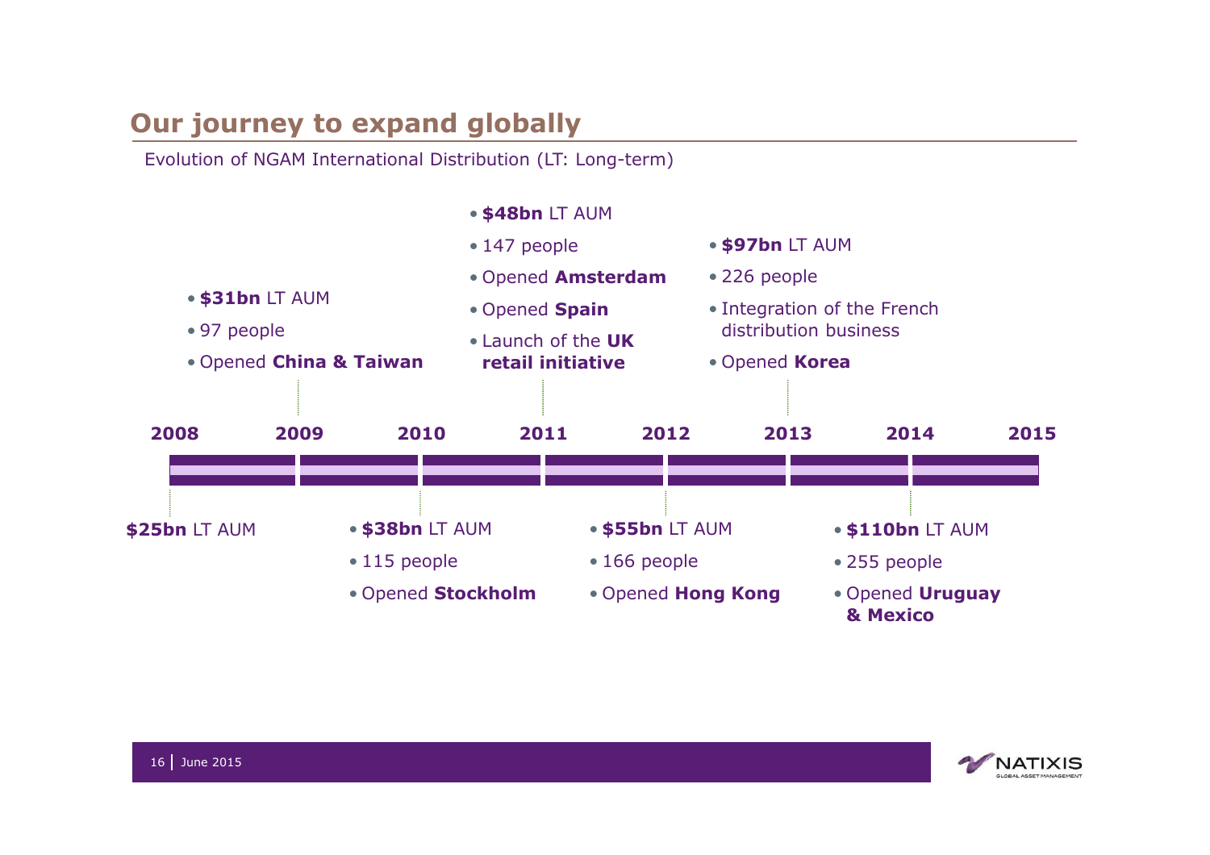# Our journey to expand globally

Evolution of NGAM International Distribution (LT: Long-term)

**2008**

**$25bn** LT AUM

**2009**

- **$31bn** LT AUM
- 97 people
- Opened **China & Taiwan**

**2010**

- **$38bn** LT AUM
- 115 people
- Opened **Stockholm**

**2011**

- **$48bn** LT AUM
- 147 people
- Opened **Amsterdam**
- Opened **Spain**
- Launch of the **UK retail initiative**

**2012**

- **$55bn** LT AUM
- 166 people
- Opened **Hong Kong**

**2013**

- **$97bn** LT AUM
- 226 people
- Integration of the French distribution business
- Opened **Korea**

**2014**

- **$110bn** LT AUM
- 255 people
- Opened **Uruguay & Mexico**

**2015**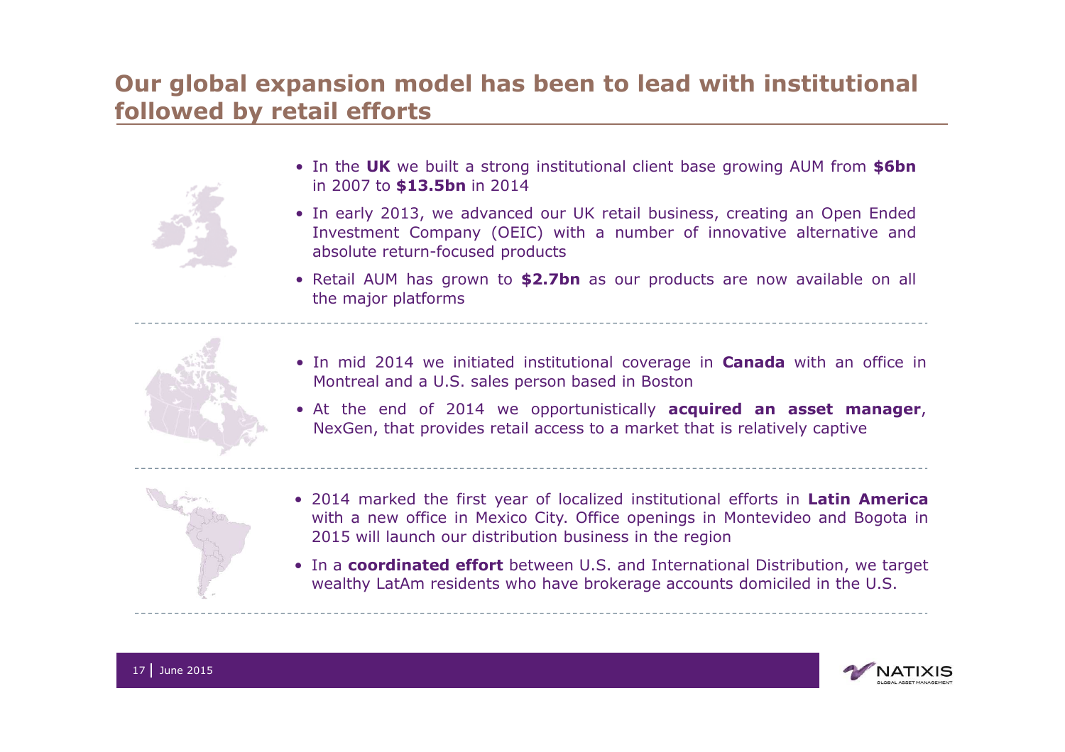## Our global expansion model has been to lead with institutional followed by retail efforts

- In the **UK** we built a strong institutional client base growing AUM from **$6bn** in 2007 to **$13.5bn** in 2014
- In early 2013, we advanced our UK retail business, creating an Open Ended Investment Company (OEIC) with a number of innovative alternative and absolute return-focused products
- Retail AUM has grown to **$2.7bn** as our products are now available on all the major platforms

---

- In mid 2014 we initiated institutional coverage in **Canada** with an office in Montreal and a U.S. sales person based in Boston
- At the end of 2014 we opportunistically **acquired an asset manager**, NexGen, that provides retail access to a market that is relatively captive

---

- 2014 marked the first year of localized institutional efforts in **Latin America** with a new office in Mexico City. Office openings in Montevideo and Bogota in 2015 will launch our distribution business in the region
- In a **coordinated effort** between U.S. and International Distribution, we target wealthy LatAm residents who have brokerage accounts domiciled in the U.S.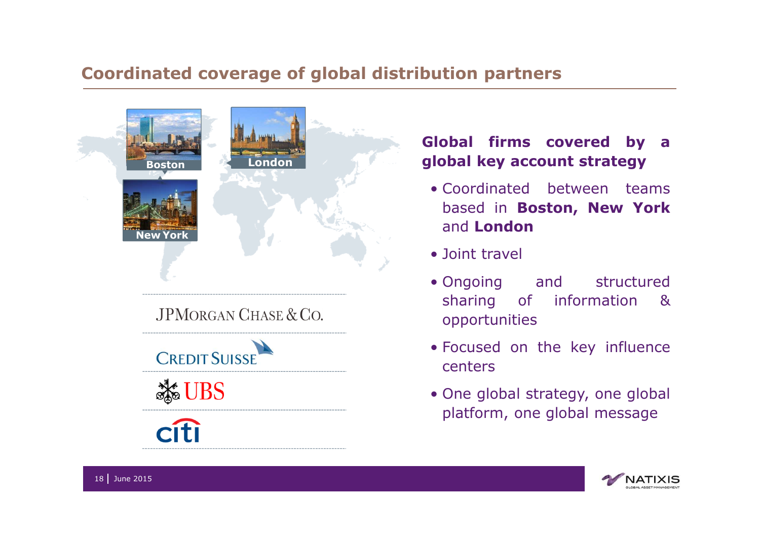## Coordinated coverage of global distribution partners

Boston

London

New York

JPMorgan Chase & Co.

Credit Suisse

UBS

citi

**Global firms covered by a global key account strategy**

- Coordinated between teams based in **Boston, New York** and **London**
- Joint travel
- Ongoing and structured sharing of information & opportunities
- Focused on the key influence centers
- One global strategy, one global platform, one global message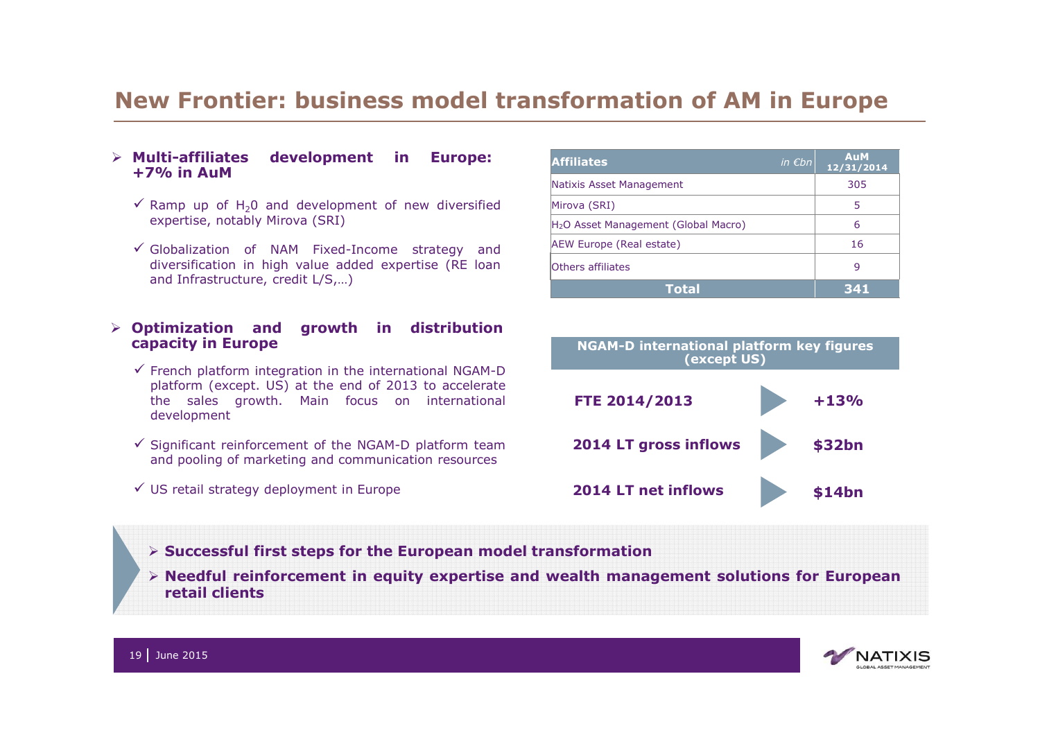# New Frontier: business model transformation of AM in Europe

- **Multi-affiliates development in Europe: +7% in AuM**
  - ✓ Ramp up of $H_20$ and development of new diversified expertise, notably Mirova (SRI)
  - ✓ Globalization of NAM Fixed-Income strategy and diversification in high value added expertise (RE loan and Infrastructure, credit L/S,…)

- **Optimization and growth in distribution capacity in Europe**
  - ✓ French platform integration in the international NGAM-D platform (except. US) at the end of 2013 to accelerate the sales growth. Main focus on international development
  - ✓ Significant reinforcement of the NGAM-D platform team and pooling of marketing and communication resources
  - ✓ US retail strategy deployment in Europe

| **Affiliates** *in €bn* | **AuM 12/31/2014** |
| --- | --- |
| Natixis Asset Management | 305 |
| Mirova (SRI) | 5 |
| $H_2O$ Asset Management (Global Macro) | 6 |
| AEW Europe (Real estate) | 16 |
| Others affiliates | 9 |
| **Total** | **341** |

**NGAM-D international platform key figures (except US)**

**FTE 2014/2013** **+13%**

**2014 LT gross inflows** **$32bn**

**2014 LT net inflows** **$14bn**

- **Successful first steps for the European model transformation**
- **Needful reinforcement in equity expertise and wealth management solutions for European retail clients**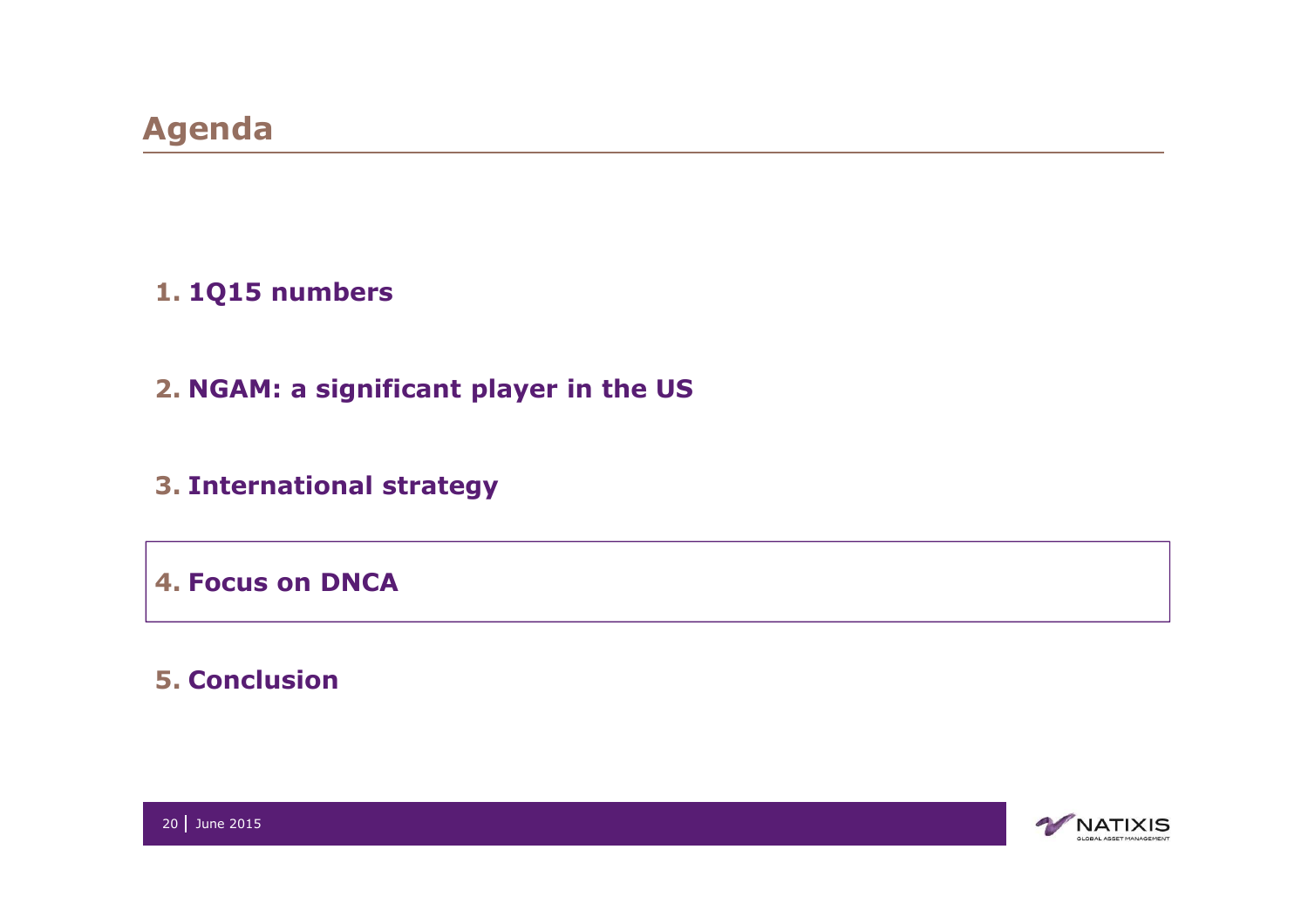# Agenda

1. **1Q15 numbers**

2. **NGAM: a significant player in the US**

3. **International strategy**

4. **Focus on DNCA**

5. **Conclusion**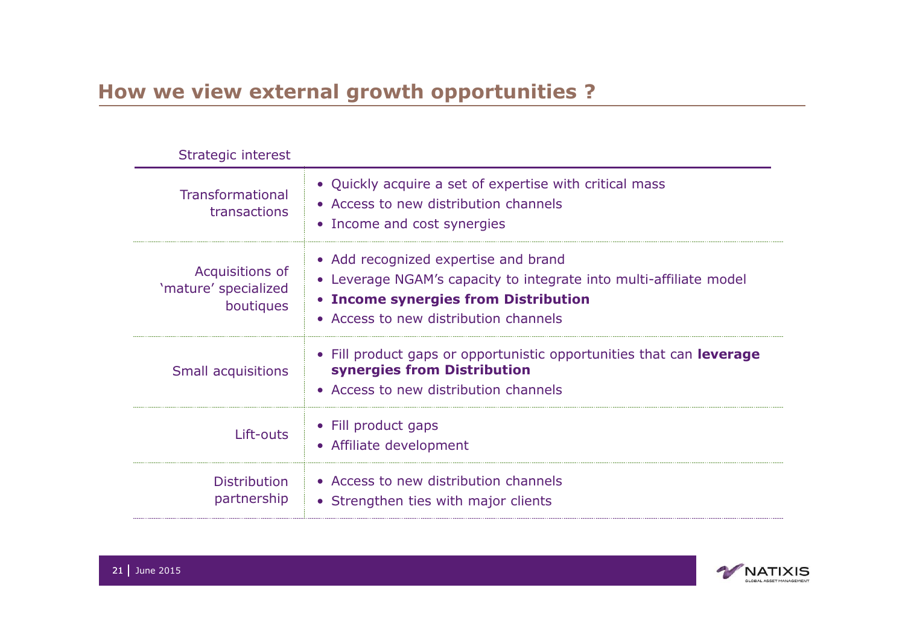# How we view external growth opportunities ?

| Strategic interest | |
|---|---|
| Transformational transactions | • Quickly acquire a set of expertise with critical mass<br>• Access to new distribution channels<br>• Income and cost synergies |
| Acquisitions of 'mature' specialized boutiques | • Add recognized expertise and brand<br>• Leverage NGAM's capacity to integrate into multi-affiliate model<br>• **Income synergies from Distribution**<br>• Access to new distribution channels |
| Small acquisitions | • Fill product gaps or opportunistic opportunities that can **leverage synergies from Distribution**<br>• Access to new distribution channels |
| Lift-outs | • Fill product gaps<br>• Affiliate development |
| Distribution partnership | • Access to new distribution channels<br>• Strengthen ties with major clients |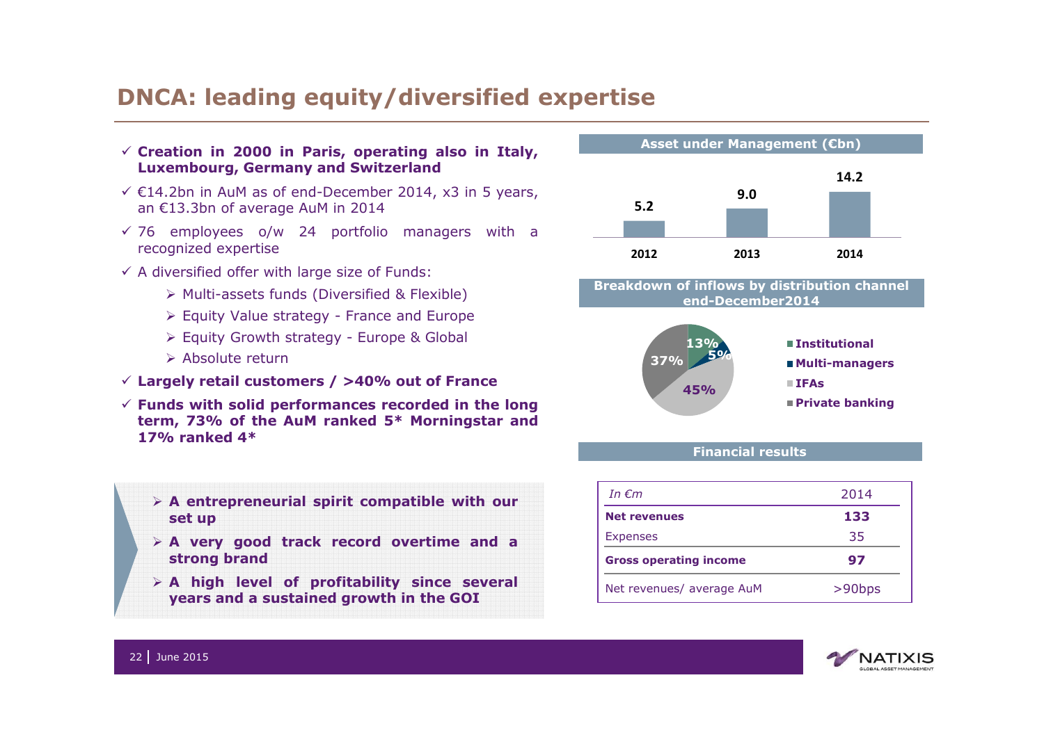# DNCA: leading equity/diversified expertise

- ✓ **Creation in 2000 in Paris, operating also in Italy, Luxembourg, Germany and Switzerland**
- ✓ €14.2bn in AuM as of end-December 2014, x3 in 5 years, an €13.3bn of average AuM in 2014
- ✓ 76 employees o/w 24 portfolio managers with a recognized expertise
- ✓ A diversified offer with large size of Funds:
  - Multi-assets funds (Diversified & Flexible)
  - Equity Value strategy - France and Europe
  - Equity Growth strategy - Europe & Global
  - Absolute return
- ✓ **Largely retail customers / >40% out of France**
- ✓ **Funds with solid performances recorded in the long term, 73% of the AuM ranked 5* Morningstar and 17% ranked 4***

- **A entrepreneurial spirit compatible with our set up**
- **A very good track record overtime and a strong brand**
- **A high level of profitability since several years and a sustained growth in the GOI**

**Asset under Management (€bn)**

5.2
9.0
14.2
2012
2013
2014

**Breakdown of inflows by distribution channel end-December2014**

13%
5%
45%
37%
Institutional
Multi-managers
IFAs
Private banking

**Financial results**

| *In €m* | 2014 |
|---|---|
| **Net revenues** | **133** |
| Expenses | 35 |
| **Gross operating income** | **97** |
| Net revenues/ average AuM | >90bps |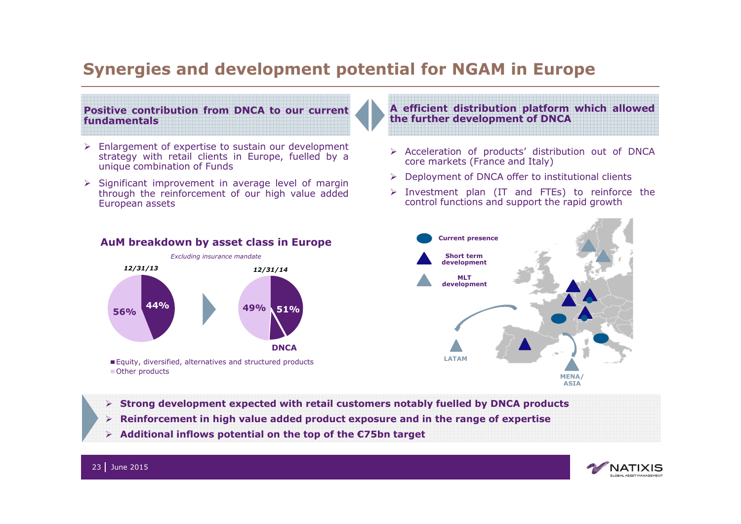# Synergies and development potential for NGAM in Europe

**Positive contribution from DNCA to our current fundamentals**

- Enlargement of expertise to sustain our development strategy with retail clients in Europe, fuelled by a unique combination of Funds
- Significant improvement in average level of margin through the reinforcement of our high value added European assets

**A efficient distribution platform which allowed the further development of DNCA**

- Acceleration of products' distribution out of DNCA core markets (France and Italy)
- Deployment of DNCA offer to institutional clients
- Investment plan (IT and FTEs) to reinforce the control functions and support the rapid growth

**AuM breakdown by asset class in Europe**

*Excluding insurance mandate*

*12/31/13*

56%
44%

*12/31/14*

49%
51%
DNCA

Equity, diversified, alternatives and structured products
Other products

Current presence
Short term development
MLT development
LATAM
MENA/ ASIA

- **Strong development expected with retail customers notably fuelled by DNCA products**
- **Reinforcement in high value added product exposure and in the range of expertise**
- **Additional inflows potential on the top of the €75bn target**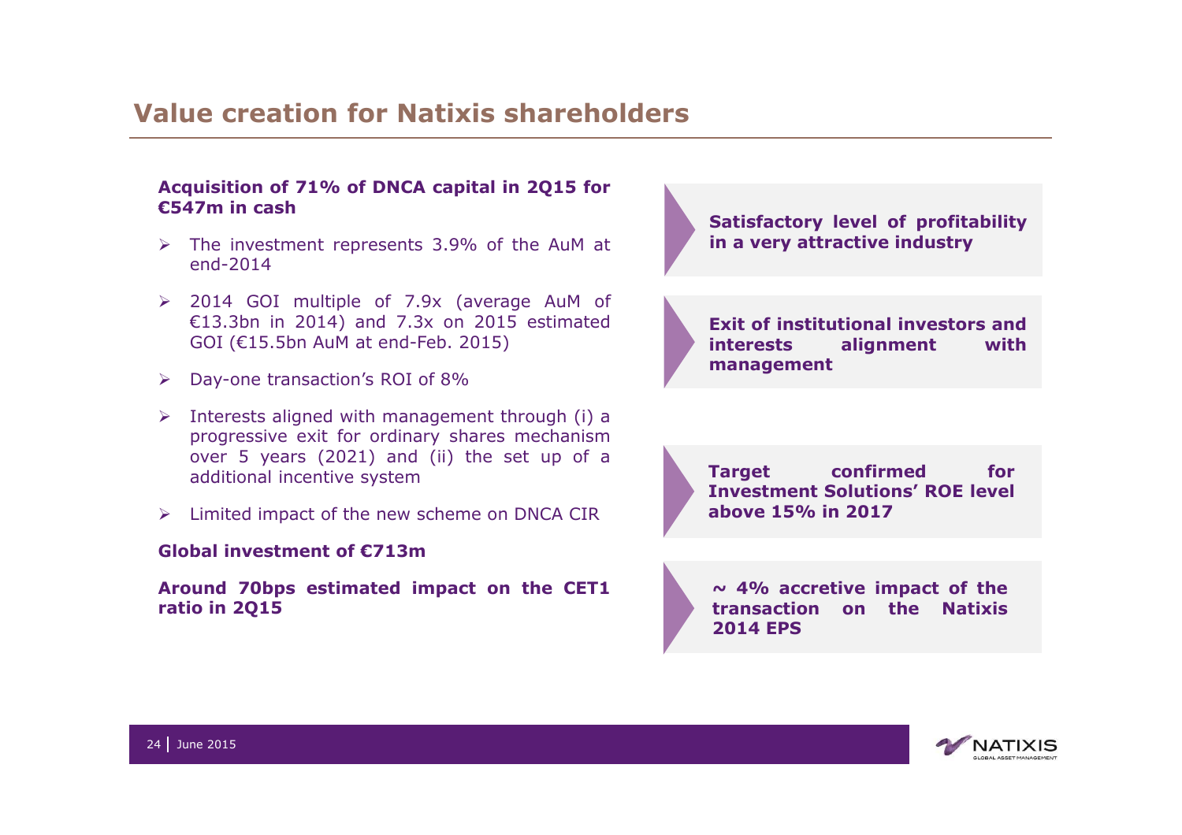# Value creation for Natixis shareholders

**Acquisition of 71% of DNCA capital in 2Q15 for €547m in cash**

- The investment represents 3.9% of the AuM at end-2014
- 2014 GOI multiple of 7.9x (average AuM of €13.3bn in 2014) and 7.3x on 2015 estimated GOI (€15.5bn AuM at end-Feb. 2015)
- Day-one transaction's ROI of 8%
- Interests aligned with management through (i) a progressive exit for ordinary shares mechanism over 5 years (2021) and (ii) the set up of a additional incentive system
- Limited impact of the new scheme on DNCA CIR

**Global investment of €713m**

**Around 70bps estimated impact on the CET1 ratio in 2Q15**

**Satisfactory level of profitability in a very attractive industry**

**Exit of institutional investors and interests alignment with management**

**Target confirmed for Investment Solutions' ROE level above 15% in 2017**

**~ 4% accretive impact of the transaction on the Natixis 2014 EPS**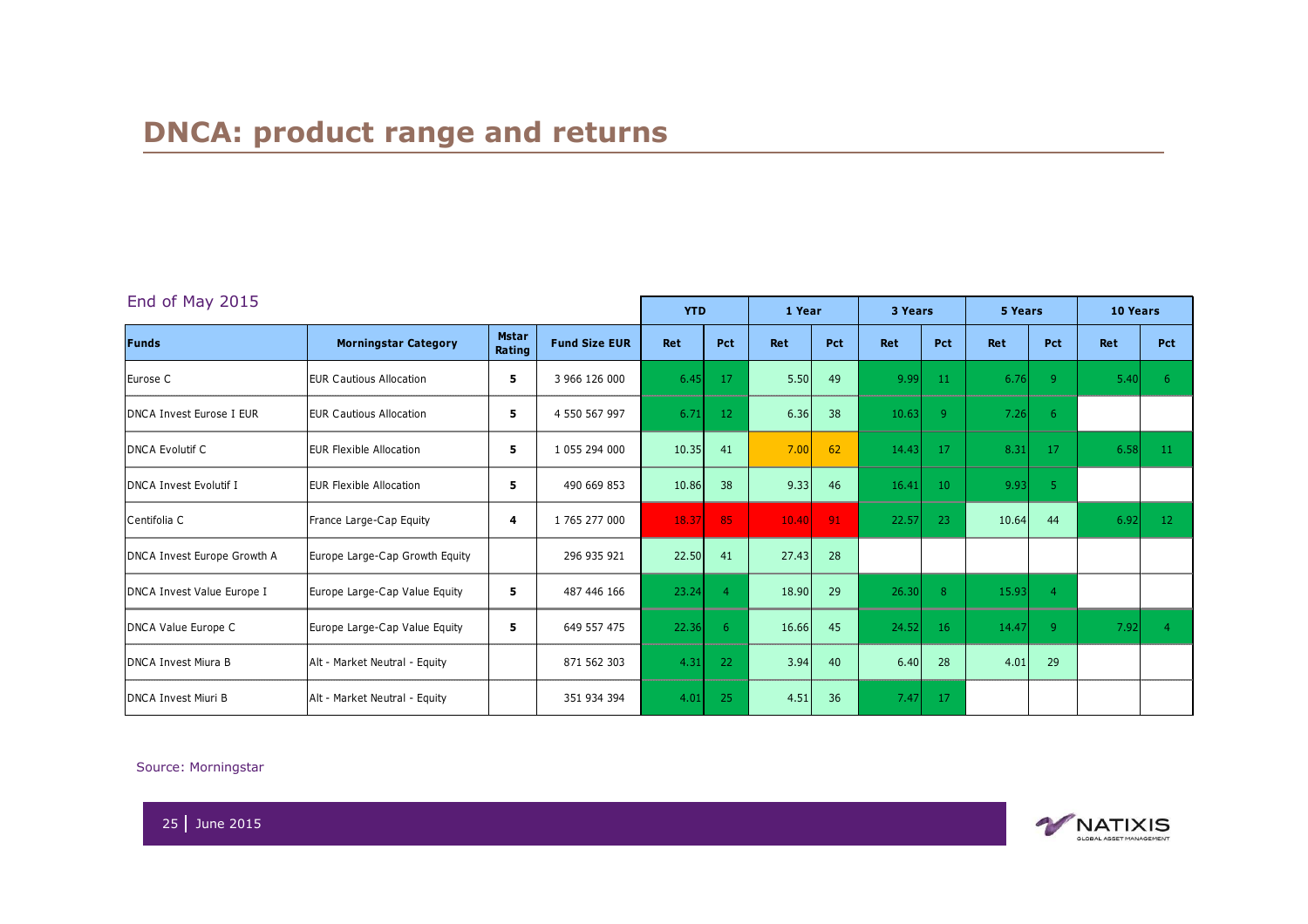# DNCA: product range and returns

End of May 2015

| | | | | YTD | | 1 Year | | 3 Years | | 5 Years | | 10 Years | |
|---|---|---|---|---|---|---|---|---|---|---|---|---|---|
| **Funds** | **Morningstar Category** | **Mstar Rating** | **Fund Size EUR** | **Ret** | **Pct** | **Ret** | **Pct** | **Ret** | **Pct** | **Ret** | **Pct** | **Ret** | **Pct** |
| Eurose C | EUR Cautious Allocation | 5 | 3 966 126 000 | 6.45 | 17 | 5.50 | 49 | 9.99 | 11 | 6.76 | 9 | 5.40 | 6 |
| DNCA Invest Eurose I EUR | EUR Cautious Allocation | 5 | 4 550 567 997 | 6.71 | 12 | 6.36 | 38 | 10.63 | 9 | 7.26 | 6 | | |
| DNCA Evolutif C | EUR Flexible Allocation | 5 | 1 055 294 000 | 10.35 | 41 | 7.00 | 62 | 14.43 | 17 | 8.31 | 17 | 6.58 | 11 |
| DNCA Invest Evolutif I | EUR Flexible Allocation | 5 | 490 669 853 | 10.86 | 38 | 9.33 | 46 | 16.41 | 10 | 9.93 | 5 | | |
| Centifolia C | France Large-Cap Equity | 4 | 1 765 277 000 | 18.37 | 85 | 10.40 | 91 | 22.57 | 23 | 10.64 | 44 | 6.92 | 12 |
| DNCA Invest Europe Growth A | Europe Large-Cap Growth Equity | | 296 935 921 | 22.50 | 41 | 27.43 | 28 | | | | | | |
| DNCA Invest Value Europe I | Europe Large-Cap Value Equity | 5 | 487 446 166 | 23.24 | 4 | 18.90 | 29 | 26.30 | 8 | 15.93 | 4 | | |
| DNCA Value Europe C | Europe Large-Cap Value Equity | 5 | 649 557 475 | 22.36 | 6 | 16.66 | 45 | 24.52 | 16 | 14.47 | 9 | 7.92 | 4 |
| DNCA Invest Miura B | Alt - Market Neutral - Equity | | 871 562 303 | 4.31 | 22 | 3.94 | 40 | 6.40 | 28 | 4.01 | 29 | | |
| DNCA Invest Miuri B | Alt - Market Neutral - Equity | | 351 934 394 | 4.01 | 25 | 4.51 | 36 | 7.47 | 17 | | | | |

Source: Morningstar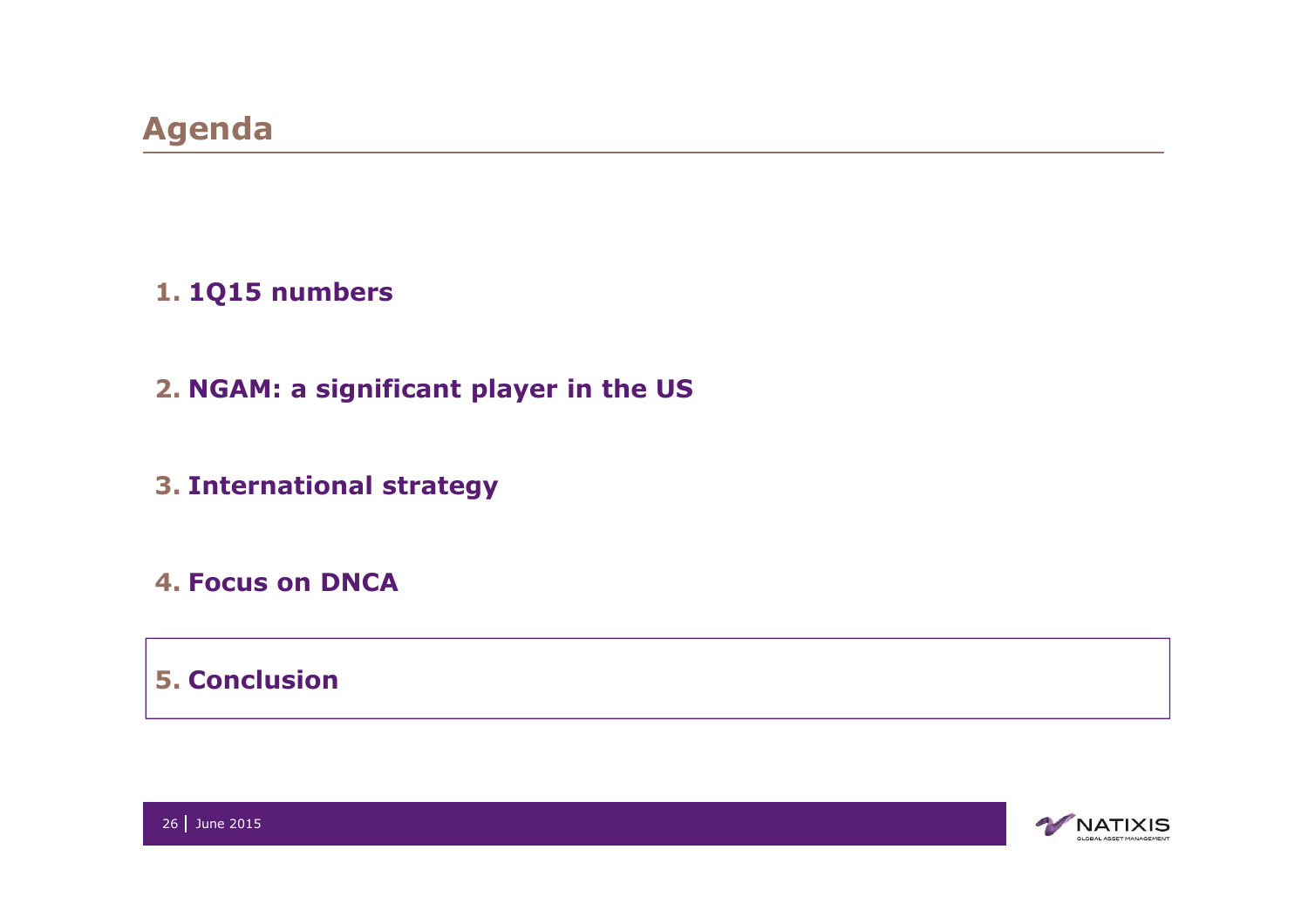# Agenda

1. **1Q15 numbers**

2. **NGAM: a significant player in the US**

3. **International strategy**

4. **Focus on DNCA**

5. **Conclusion**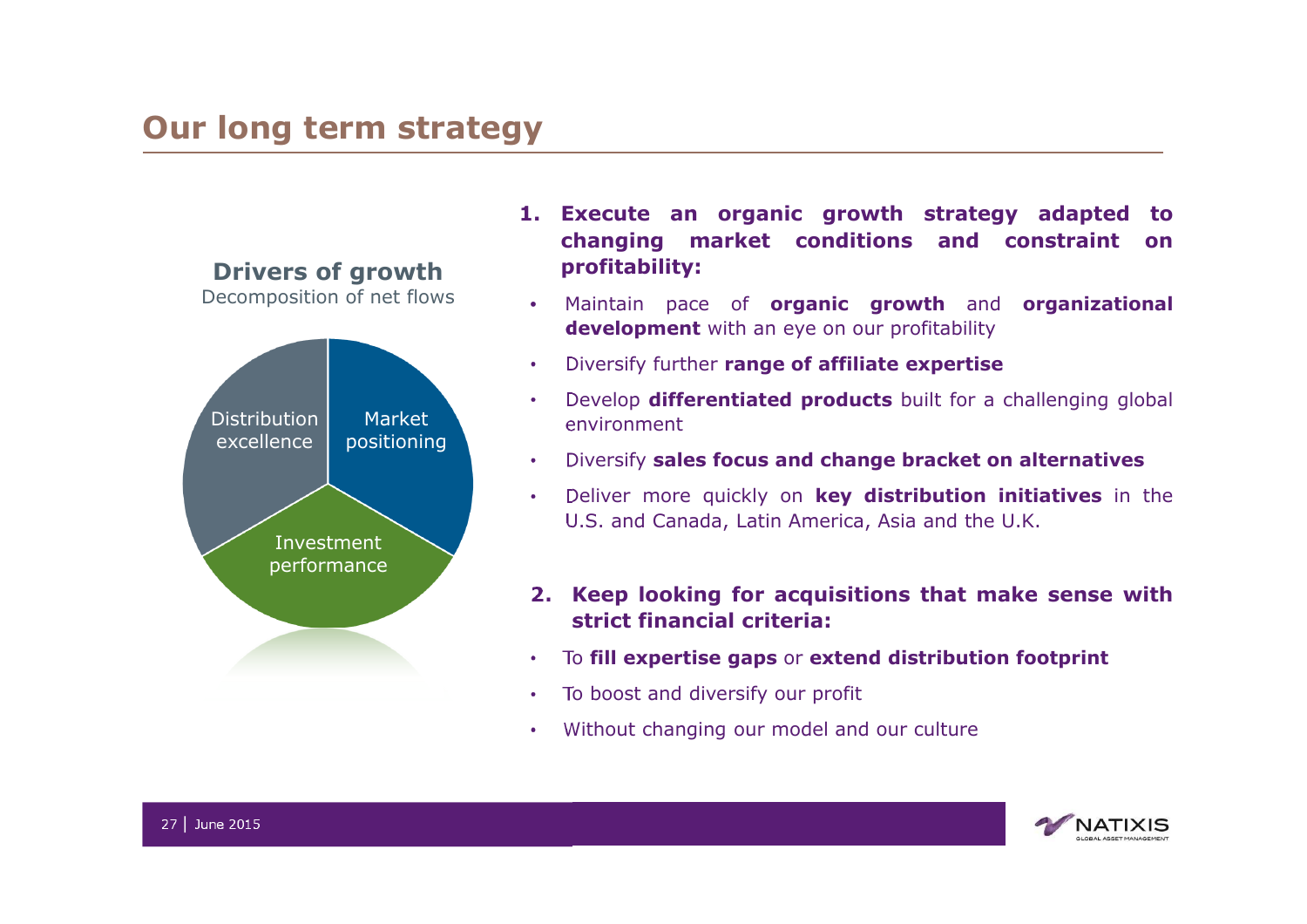# Our long term strategy

**Drivers of growth**

Decomposition of net flows

Distribution excellence

Market positioning

Investment performance

1. **Execute an organic growth strategy adapted to changing market conditions and constraint on profitability:**

- Maintain pace of **organic growth** and **organizational development** with an eye on our profitability
- Diversify further **range of affiliate expertise**
- Develop **differentiated products** built for a challenging global environment
- Diversify **sales focus and change bracket on alternatives**
- Deliver more quickly on **key distribution initiatives** in the U.S. and Canada, Latin America, Asia and the U.K.

2. **Keep looking for acquisitions that make sense with strict financial criteria:**

- To **fill expertise gaps** or **extend distribution footprint**
- To boost and diversify our profit
- Without changing our model and our culture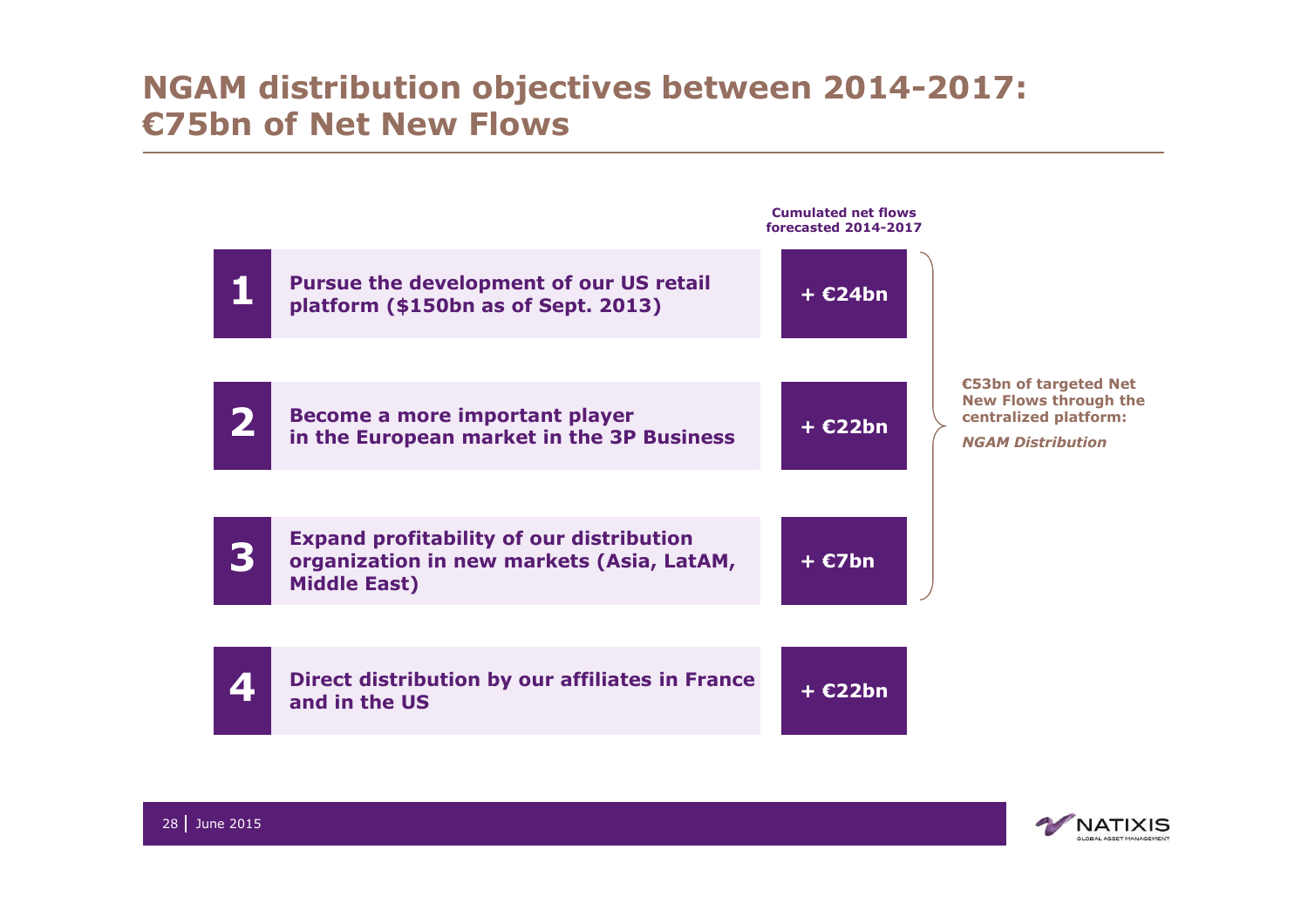# NGAM distribution objectives between 2014-2017: €75bn of Net New Flows

**Cumulated net flows forecasted 2014-2017**

| | | |
|---|---|---|
| **1** | **Pursue the development of our US retail platform ($150bn as of Sept. 2013)** | **+ €24bn** |
| **2** | **Become a more important player in the European market in the 3P Business** | **+ €22bn** |
| **3** | **Expand profitability of our distribution organization in new markets (Asia, LatAM, Middle East)** | **+ €7bn** |
| **4** | **Direct distribution by our affiliates in France and in the US** | **+ €22bn** |

**€53bn of targeted Net New Flows through the centralized platform:**

***NGAM Distribution***

June 2015